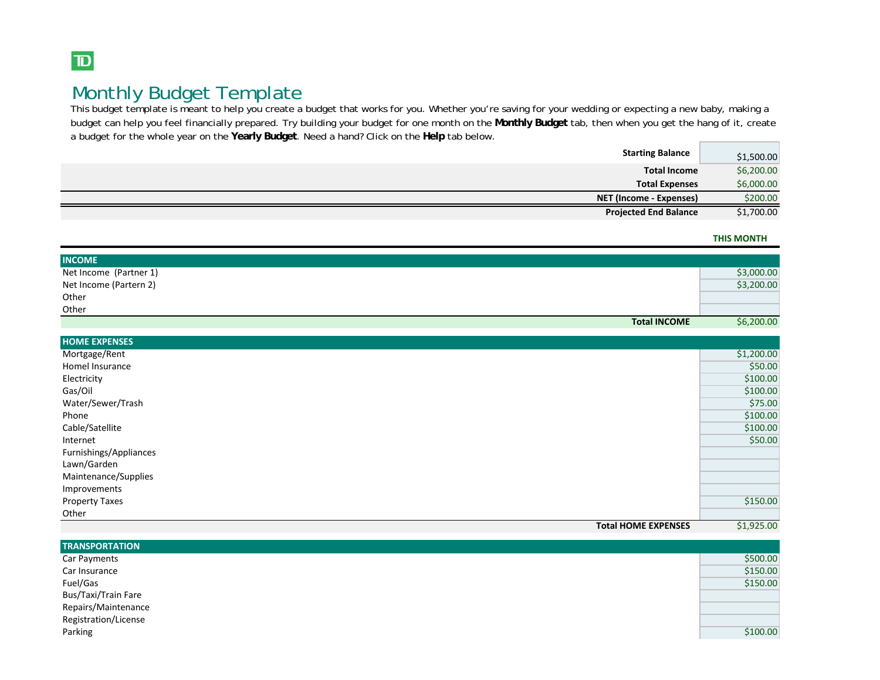TD

# Monthly Budget Template

This budget template is meant to help you create a budget that works for you. Whether you're saving for your wedding or expecting a new baby, making a budget can help you feel financially prepared. Try building your budget for one month on the **Monthly Budget** tab, then when you get the hang of it, create a budget for the whole year on the **Yearly Budget**. Need a hand? Click on the **Help** tab below.

| | |
|---|---|
| **Starting Balance** | $1,500.00 |
| **Total Income** | $6,200.00 |
| **Total Expenses** | $6,000.00 |
| **NET (Income - Expenses)** | $200.00 |
| **Projected End Balance** | $1,700.00 |

| | **THIS MONTH** |
|---|---|
| **INCOME** | |
| Net Income (Partner 1) | $3,000.00 |
| Net Income (Partern 2) | $3,200.00 |
| Other | |
| Other | |
| **Total INCOME** | $6,200.00 |
| **HOME EXPENSES** | |
| Mortgage/Rent | $1,200.00 |
| Homel Insurance | $50.00 |
| Electricity | $100.00 |
| Gas/Oil | $100.00 |
| Water/Sewer/Trash | $75.00 |
| Phone | $100.00 |
| Cable/Satellite | $100.00 |
| Internet | $50.00 |
| Furnishings/Appliances | |
| Lawn/Garden | |
| Maintenance/Supplies | |
| Improvements | |
| Property Taxes | $150.00 |
| Other | |
| **Total HOME EXPENSES** | $1,925.00 |
| **TRANSPORTATION** | |
| Car Payments | $500.00 |
| Car Insurance | $150.00 |
| Fuel/Gas | $150.00 |
| Bus/Taxi/Train Fare | |
| Repairs/Maintenance | |
| Registration/License | |
| Parking | $100.00 |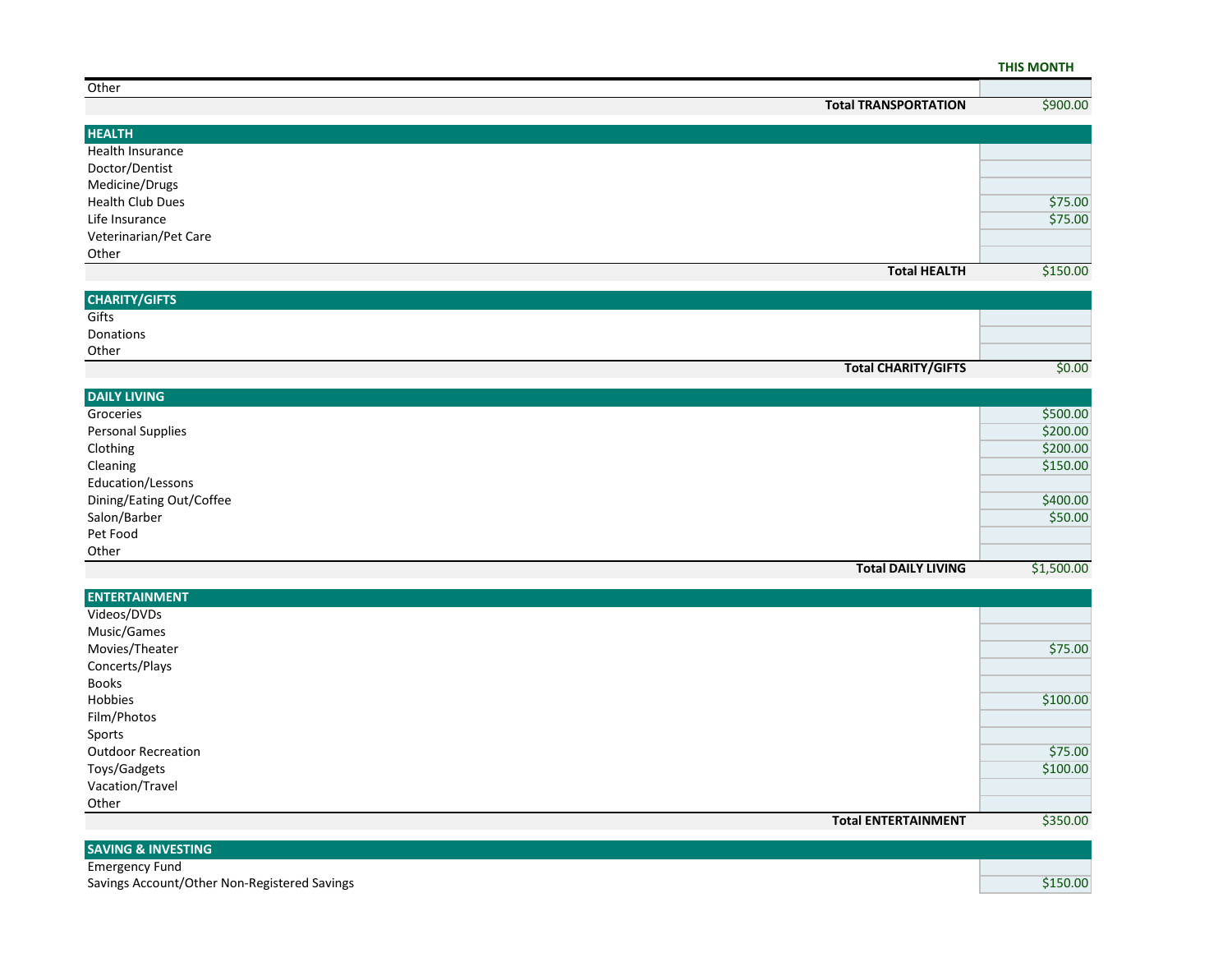| | THIS MONTH |
|---|---|
| Other | |
| **Total TRANSPORTATION** | $900.00 |

| HEALTH | |
|---|---|
| Health Insurance | |
| Doctor/Dentist | |
| Medicine/Drugs | |
| Health Club Dues | $75.00 |
| Life Insurance | $75.00 |
| Veterinarian/Pet Care | |
| Other | |
| **Total HEALTH** | $150.00 |

| CHARITY/GIFTS | |
|---|---|
| Gifts | |
| Donations | |
| Other | |
| **Total CHARITY/GIFTS** | $0.00 |

| DAILY LIVING | |
|---|---|
| Groceries | $500.00 |
| Personal Supplies | $200.00 |
| Clothing | $200.00 |
| Cleaning | $150.00 |
| Education/Lessons | |
| Dining/Eating Out/Coffee | $400.00 |
| Salon/Barber | $50.00 |
| Pet Food | |
| Other | |
| **Total DAILY LIVING** | $1,500.00 |

| ENTERTAINMENT | |
|---|---|
| Videos/DVDs | |
| Music/Games | |
| Movies/Theater | $75.00 |
| Concerts/Plays | |
| Books | |
| Hobbies | $100.00 |
| Film/Photos | |
| Sports | |
| Outdoor Recreation | $75.00 |
| Toys/Gadgets | $100.00 |
| Vacation/Travel | |
| Other | |
| **Total ENTERTAINMENT** | $350.00 |

| SAVING & INVESTING | |
|---|---|
| Emergency Fund | |
| Savings Account/Other Non-Registered Savings | $150.00 |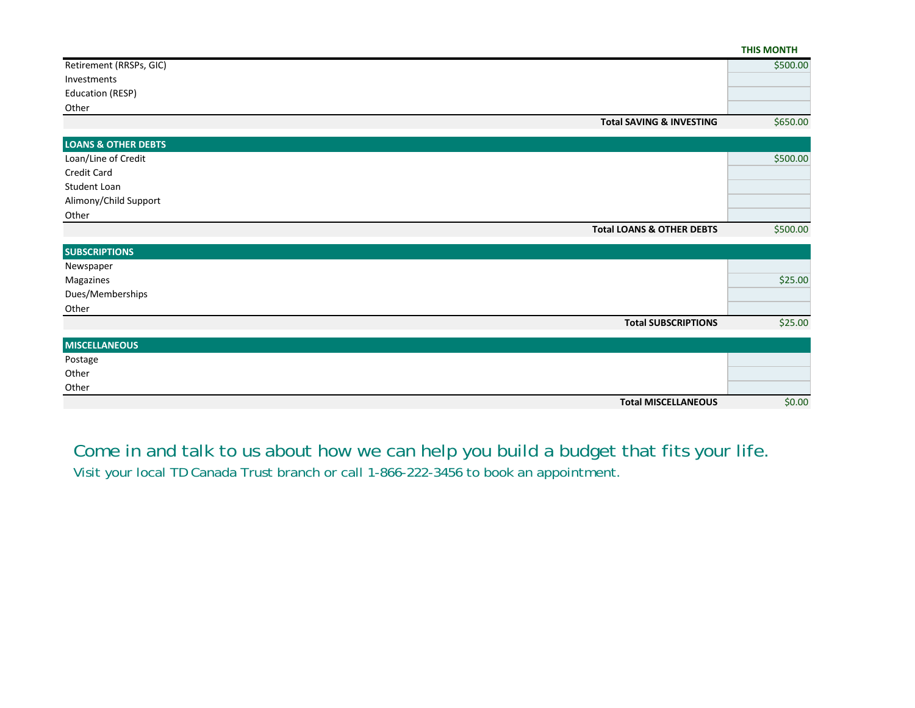| | THIS MONTH |
|---|---|
| Retirement (RRSPs, GIC) | $500.00 |
| Investments | |
| Education (RESP) | |
| Other | |
| **Total SAVING & INVESTING** | $650.00 |

| **LOANS & OTHER DEBTS** | |
|---|---|
| Loan/Line of Credit | $500.00 |
| Credit Card | |
| Student Loan | |
| Alimony/Child Support | |
| Other | |
| **Total LOANS & OTHER DEBTS** | $500.00 |

| **SUBSCRIPTIONS** | |
|---|---|
| Newspaper | |
| Magazines | $25.00 |
| Dues/Memberships | |
| Other | |
| **Total SUBSCRIPTIONS** | $25.00 |

| **MISCELLANEOUS** | |
|---|---|
| Postage | |
| Other | |
| Other | |
| **Total MISCELLANEOUS** | $0.00 |

Come in and talk to us about how we can help you build a budget that fits your life.

Visit your local TD Canada Trust branch or call 1-866-222-3456 to book an appointment.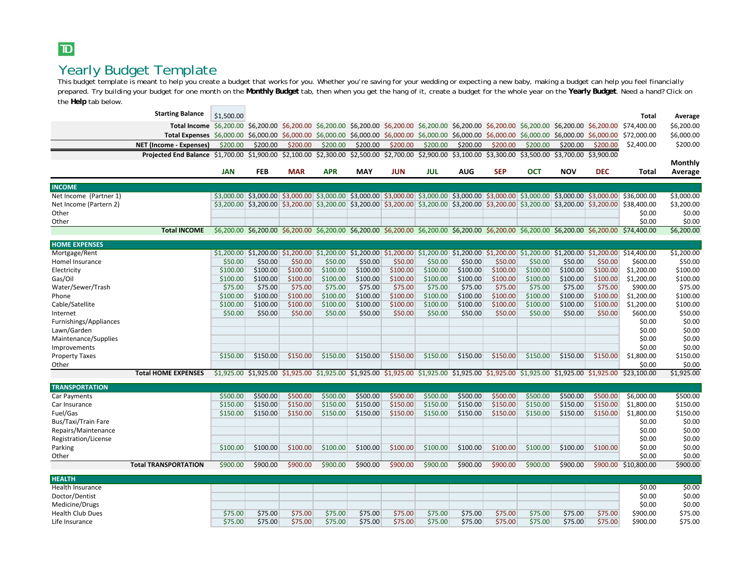TD

# Yearly Budget Template

This budget template is meant to help you create a budget that works for you. Whether you're saving for your wedding or expecting a new baby, making a budget can help you feel financially prepared. Try building your budget for one month on the **Monthly Budget** tab, then when you get the hang of it, create a budget for the whole year on the **Yearly Budget**. Need a hand? Click on the **Help** tab below.

| | JAN | FEB | MAR | APR | MAY | JUN | JUL | AUG | SEP | OCT | NOV | DEC | Total | Average |
|---|---|---|---|---|---|---|---|---|---|---|---|---|---|---|
| **Starting Balance** | $1,500.00 | | | | | | | | | | | | | |
| **Total Income** | $6,200.00 | $6,200.00 | $6,200.00 | $6,200.00 | $6,200.00 | $6,200.00 | $6,200.00 | $6,200.00 | $6,200.00 | $6,200.00 | $6,200.00 | $6,200.00 | $74,400.00 | $6,200.00 |
| **Total Expenses** | $6,000.00 | $6,000.00 | $6,000.00 | $6,000.00 | $6,000.00 | $6,000.00 | $6,000.00 | $6,000.00 | $6,000.00 | $6,000.00 | $6,000.00 | $6,000.00 | $72,000.00 | $6,000.00 |
| **NET (Income - Expenses)** | $200.00 | $200.00 | $200.00 | $200.00 | $200.00 | $200.00 | $200.00 | $200.00 | $200.00 | $200.00 | $200.00 | $200.00 | $2,400.00 | $200.00 |
| **Projected End Balance** | $1,700.00 | $1,900.00 | $2,100.00 | $2,300.00 | $2,500.00 | $2,700.00 | $2,900.00 | $3,100.00 | $3,300.00 | $3,500.00 | $3,700.00 | $3,900.00 | | |

| | JAN | FEB | MAR | APR | MAY | JUN | JUL | AUG | SEP | OCT | NOV | DEC | Total | Monthly Average |
|---|---|---|---|---|---|---|---|---|---|---|---|---|---|---|
| **INCOME** | | | | | | | | | | | | | | |
| Net Income (Partner 1) | $3,000.00 | $3,000.00 | $3,000.00 | $3,000.00 | $3,000.00 | $3,000.00 | $3,000.00 | $3,000.00 | $3,000.00 | $3,000.00 | $3,000.00 | $3,000.00 | $36,000.00 | $3,000.00 |
| Net Income (Partern 2) | $3,200.00 | $3,200.00 | $3,200.00 | $3,200.00 | $3,200.00 | $3,200.00 | $3,200.00 | $3,200.00 | $3,200.00 | $3,200.00 | $3,200.00 | $3,200.00 | $38,400.00 | $3,200.00 |
| Other | | | | | | | | | | | | | $0.00 | $0.00 |
| Other | | | | | | | | | | | | | $0.00 | $0.00 |
| **Total INCOME** | $6,200.00 | $6,200.00 | $6,200.00 | $6,200.00 | $6,200.00 | $6,200.00 | $6,200.00 | $6,200.00 | $6,200.00 | $6,200.00 | $6,200.00 | $6,200.00 | $74,400.00 | $6,200.00 |
| **HOME EXPENSES** | | | | | | | | | | | | | | |
| Mortgage/Rent | $1,200.00 | $1,200.00 | $1,200.00 | $1,200.00 | $1,200.00 | $1,200.00 | $1,200.00 | $1,200.00 | $1,200.00 | $1,200.00 | $1,200.00 | $1,200.00 | $14,400.00 | $1,200.00 |
| Homel Insurance | $50.00 | $50.00 | $50.00 | $50.00 | $50.00 | $50.00 | $50.00 | $50.00 | $50.00 | $50.00 | $50.00 | $50.00 | $600.00 | $50.00 |
| Electricity | $100.00 | $100.00 | $100.00 | $100.00 | $100.00 | $100.00 | $100.00 | $100.00 | $100.00 | $100.00 | $100.00 | $100.00 | $1,200.00 | $100.00 |
| Gas/Oil | $100.00 | $100.00 | $100.00 | $100.00 | $100.00 | $100.00 | $100.00 | $100.00 | $100.00 | $100.00 | $100.00 | $100.00 | $1,200.00 | $100.00 |
| Water/Sewer/Trash | $75.00 | $75.00 | $75.00 | $75.00 | $75.00 | $75.00 | $75.00 | $75.00 | $75.00 | $75.00 | $75.00 | $75.00 | $900.00 | $75.00 |
| Phone | $100.00 | $100.00 | $100.00 | $100.00 | $100.00 | $100.00 | $100.00 | $100.00 | $100.00 | $100.00 | $100.00 | $100.00 | $1,200.00 | $100.00 |
| Cable/Satellite | $100.00 | $100.00 | $100.00 | $100.00 | $100.00 | $100.00 | $100.00 | $100.00 | $100.00 | $100.00 | $100.00 | $100.00 | $1,200.00 | $100.00 |
| Internet | $50.00 | $50.00 | $50.00 | $50.00 | $50.00 | $50.00 | $50.00 | $50.00 | $50.00 | $50.00 | $50.00 | $50.00 | $600.00 | $50.00 |
| Furnishings/Appliances | | | | | | | | | | | | | $0.00 | $0.00 |
| Lawn/Garden | | | | | | | | | | | | | $0.00 | $0.00 |
| Maintenance/Supplies | | | | | | | | | | | | | $0.00 | $0.00 |
| Improvements | | | | | | | | | | | | | $0.00 | $0.00 |
| Property Taxes | $150.00 | $150.00 | $150.00 | $150.00 | $150.00 | $150.00 | $150.00 | $150.00 | $150.00 | $150.00 | $150.00 | $150.00 | $1,800.00 | $150.00 |
| Other | | | | | | | | | | | | | $0.00 | $0.00 |
| **Total HOME EXPENSES** | $1,925.00 | $1,925.00 | $1,925.00 | $1,925.00 | $1,925.00 | $1,925.00 | $1,925.00 | $1,925.00 | $1,925.00 | $1,925.00 | $1,925.00 | $1,925.00 | $23,100.00 | $1,925.00 |
| **TRANSPORTATION** | | | | | | | | | | | | | | |
| Car Payments | $500.00 | $500.00 | $500.00 | $500.00 | $500.00 | $500.00 | $500.00 | $500.00 | $500.00 | $500.00 | $500.00 | $500.00 | $6,000.00 | $500.00 |
| Car Insurance | $150.00 | $150.00 | $150.00 | $150.00 | $150.00 | $150.00 | $150.00 | $150.00 | $150.00 | $150.00 | $150.00 | $150.00 | $1,800.00 | $150.00 |
| Fuel/Gas | $150.00 | $150.00 | $150.00 | $150.00 | $150.00 | $150.00 | $150.00 | $150.00 | $150.00 | $150.00 | $150.00 | $150.00 | $1,800.00 | $150.00 |
| Bus/Taxi/Train Fare | | | | | | | | | | | | | $0.00 | $0.00 |
| Repairs/Maintenance | | | | | | | | | | | | | $0.00 | $0.00 |
| Registration/License | | | | | | | | | | | | | $0.00 | $0.00 |
| Parking | $100.00 | $100.00 | $100.00 | $100.00 | $100.00 | $100.00 | $100.00 | $100.00 | $100.00 | $100.00 | $100.00 | $100.00 | $0.00 | $0.00 |
| Other | | | | | | | | | | | | | $0.00 | $0.00 |
| **Total TRANSPORTATION** | $900.00 | $900.00 | $900.00 | $900.00 | $900.00 | $900.00 | $900.00 | $900.00 | $900.00 | $900.00 | $900.00 | $900.00 | $10,800.00 | $900.00 |
| **HEALTH** | | | | | | | | | | | | | | |
| Health Insurance | | | | | | | | | | | | | $0.00 | $0.00 |
| Doctor/Dentist | | | | | | | | | | | | | $0.00 | $0.00 |
| Medicine/Drugs | | | | | | | | | | | | | $0.00 | $0.00 |
| Health Club Dues | $75.00 | $75.00 | $75.00 | $75.00 | $75.00 | $75.00 | $75.00 | $75.00 | $75.00 | $75.00 | $75.00 | $75.00 | $900.00 | $75.00 |
| Life Insurance | $75.00 | $75.00 | $75.00 | $75.00 | $75.00 | $75.00 | $75.00 | $75.00 | $75.00 | $75.00 | $75.00 | $75.00 | $900.00 | $75.00 |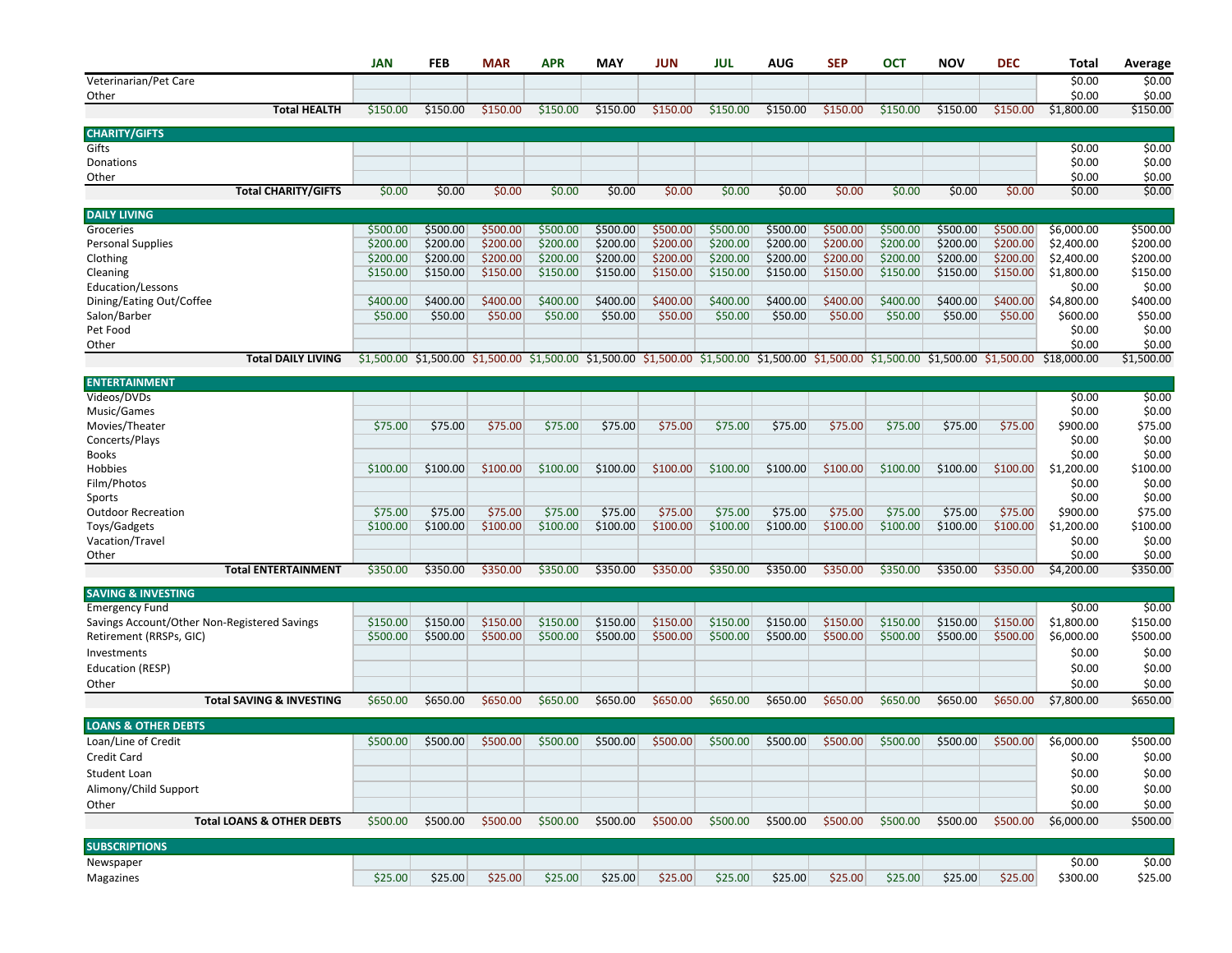| | JAN | FEB | MAR | APR | MAY | JUN | JUL | AUG | SEP | OCT | NOV | DEC | Total | Average |
|---|---|---|---|---|---|---|---|---|---|---|---|---|---|---|
| Veterinarian/Pet Care | | | | | | | | | | | | | $0.00 | $0.00 |
| Other | | | | | | | | | | | | | $0.00 | $0.00 |
| **Total HEALTH** | $150.00 | $150.00 | $150.00 | $150.00 | $150.00 | $150.00 | $150.00 | $150.00 | $150.00 | $150.00 | $150.00 | $150.00 | $1,800.00 | $150.00 |
| **CHARITY/GIFTS** | | | | | | | | | | | | | | |
| Gifts | | | | | | | | | | | | | $0.00 | $0.00 |
| Donations | | | | | | | | | | | | | $0.00 | $0.00 |
| Other | | | | | | | | | | | | | $0.00 | $0.00 |
| **Total CHARITY/GIFTS** | $0.00 | $0.00 | $0.00 | $0.00 | $0.00 | $0.00 | $0.00 | $0.00 | $0.00 | $0.00 | $0.00 | $0.00 | $0.00 | $0.00 |
| **DAILY LIVING** | | | | | | | | | | | | | | |
| Groceries | $500.00 | $500.00 | $500.00 | $500.00 | $500.00 | $500.00 | $500.00 | $500.00 | $500.00 | $500.00 | $500.00 | $500.00 | $6,000.00 | $500.00 |
| Personal Supplies | $200.00 | $200.00 | $200.00 | $200.00 | $200.00 | $200.00 | $200.00 | $200.00 | $200.00 | $200.00 | $200.00 | $200.00 | $2,400.00 | $200.00 |
| Clothing | $200.00 | $200.00 | $200.00 | $200.00 | $200.00 | $200.00 | $200.00 | $200.00 | $200.00 | $200.00 | $200.00 | $200.00 | $2,400.00 | $200.00 |
| Cleaning | $150.00 | $150.00 | $150.00 | $150.00 | $150.00 | $150.00 | $150.00 | $150.00 | $150.00 | $150.00 | $150.00 | $150.00 | $1,800.00 | $150.00 |
| Education/Lessons | | | | | | | | | | | | | $0.00 | $0.00 |
| Dining/Eating Out/Coffee | $400.00 | $400.00 | $400.00 | $400.00 | $400.00 | $400.00 | $400.00 | $400.00 | $400.00 | $400.00 | $400.00 | $400.00 | $4,800.00 | $400.00 |
| Salon/Barber | $50.00 | $50.00 | $50.00 | $50.00 | $50.00 | $50.00 | $50.00 | $50.00 | $50.00 | $50.00 | $50.00 | $50.00 | $600.00 | $50.00 |
| Pet Food | | | | | | | | | | | | | $0.00 | $0.00 |
| Other | | | | | | | | | | | | | $0.00 | $0.00 |
| **Total DAILY LIVING** | $1,500.00 | $1,500.00 | $1,500.00 | $1,500.00 | $1,500.00 | $1,500.00 | $1,500.00 | $1,500.00 | $1,500.00 | $1,500.00 | $1,500.00 | $1,500.00 | $18,000.00 | $1,500.00 |
| **ENTERTAINMENT** | | | | | | | | | | | | | | |
| Videos/DVDs | | | | | | | | | | | | | $0.00 | $0.00 |
| Music/Games | | | | | | | | | | | | | $0.00 | $0.00 |
| Movies/Theater | $75.00 | $75.00 | $75.00 | $75.00 | $75.00 | $75.00 | $75.00 | $75.00 | $75.00 | $75.00 | $75.00 | $75.00 | $900.00 | $75.00 |
| Concerts/Plays | | | | | | | | | | | | | $0.00 | $0.00 |
| Books | | | | | | | | | | | | | $0.00 | $0.00 |
| Hobbies | $100.00 | $100.00 | $100.00 | $100.00 | $100.00 | $100.00 | $100.00 | $100.00 | $100.00 | $100.00 | $100.00 | $100.00 | $1,200.00 | $100.00 |
| Film/Photos | | | | | | | | | | | | | $0.00 | $0.00 |
| Sports | | | | | | | | | | | | | $0.00 | $0.00 |
| Outdoor Recreation | $75.00 | $75.00 | $75.00 | $75.00 | $75.00 | $75.00 | $75.00 | $75.00 | $75.00 | $75.00 | $75.00 | $75.00 | $900.00 | $75.00 |
| Toys/Gadgets | $100.00 | $100.00 | $100.00 | $100.00 | $100.00 | $100.00 | $100.00 | $100.00 | $100.00 | $100.00 | $100.00 | $100.00 | $1,200.00 | $100.00 |
| Vacation/Travel | | | | | | | | | | | | | $0.00 | $0.00 |
| Other | | | | | | | | | | | | | $0.00 | $0.00 |
| **Total ENTERTAINMENT** | $350.00 | $350.00 | $350.00 | $350.00 | $350.00 | $350.00 | $350.00 | $350.00 | $350.00 | $350.00 | $350.00 | $350.00 | $4,200.00 | $350.00 |
| **SAVING & INVESTING** | | | | | | | | | | | | | | |
| Emergency Fund | | | | | | | | | | | | | $0.00 | $0.00 |
| Savings Account/Other Non-Registered Savings | $150.00 | $150.00 | $150.00 | $150.00 | $150.00 | $150.00 | $150.00 | $150.00 | $150.00 | $150.00 | $150.00 | $150.00 | $1,800.00 | $150.00 |
| Retirement (RRSPs, GIC) | $500.00 | $500.00 | $500.00 | $500.00 | $500.00 | $500.00 | $500.00 | $500.00 | $500.00 | $500.00 | $500.00 | $500.00 | $6,000.00 | $500.00 |
| Investments | | | | | | | | | | | | | $0.00 | $0.00 |
| Education (RESP) | | | | | | | | | | | | | $0.00 | $0.00 |
| Other | | | | | | | | | | | | | $0.00 | $0.00 |
| **Total SAVING & INVESTING** | $650.00 | $650.00 | $650.00 | $650.00 | $650.00 | $650.00 | $650.00 | $650.00 | $650.00 | $650.00 | $650.00 | $650.00 | $7,800.00 | $650.00 |
| **LOANS & OTHER DEBTS** | | | | | | | | | | | | | | |
| Loan/Line of Credit | $500.00 | $500.00 | $500.00 | $500.00 | $500.00 | $500.00 | $500.00 | $500.00 | $500.00 | $500.00 | $500.00 | $500.00 | $6,000.00 | $500.00 |
| Credit Card | | | | | | | | | | | | | $0.00 | $0.00 |
| Student Loan | | | | | | | | | | | | | $0.00 | $0.00 |
| Alimony/Child Support | | | | | | | | | | | | | $0.00 | $0.00 |
| Other | | | | | | | | | | | | | $0.00 | $0.00 |
| **Total LOANS & OTHER DEBTS** | $500.00 | $500.00 | $500.00 | $500.00 | $500.00 | $500.00 | $500.00 | $500.00 | $500.00 | $500.00 | $500.00 | $500.00 | $6,000.00 | $500.00 |
| **SUBSCRIPTIONS** | | | | | | | | | | | | | | |
| Newspaper | | | | | | | | | | | | | $0.00 | $0.00 |
| Magazines | $25.00 | $25.00 | $25.00 | $25.00 | $25.00 | $25.00 | $25.00 | $25.00 | $25.00 | $25.00 | $25.00 | $25.00 | $300.00 | $25.00 |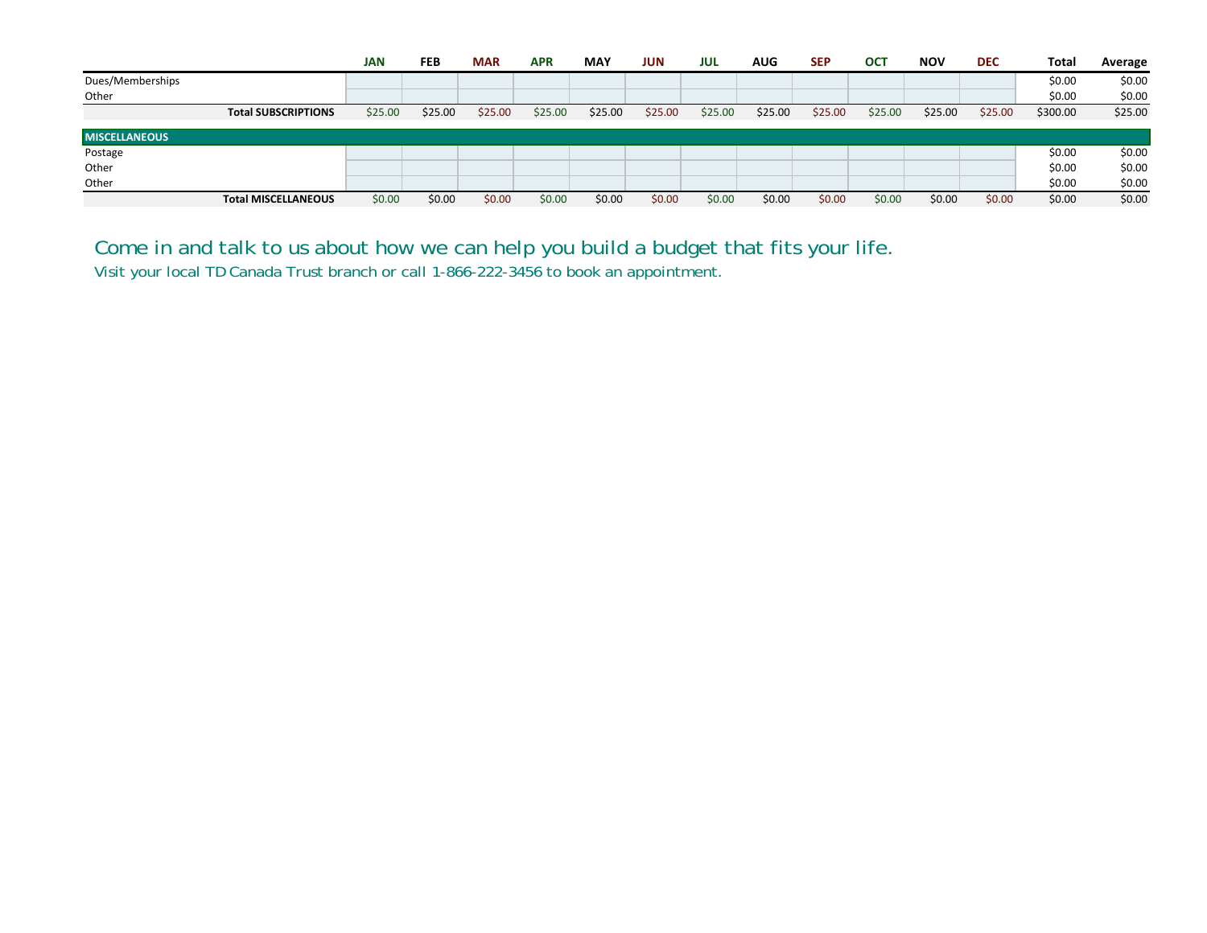| | JAN | FEB | MAR | APR | MAY | JUN | JUL | AUG | SEP | OCT | NOV | DEC | Total | Average |
|---|---|---|---|---|---|---|---|---|---|---|---|---|---|---|
| Dues/Memberships | | | | | | | | | | | | | $0.00 | $0.00 |
| Other | | | | | | | | | | | | | $0.00 | $0.00 |
| **Total SUBSCRIPTIONS** | $25.00 | $25.00 | $25.00 | $25.00 | $25.00 | $25.00 | $25.00 | $25.00 | $25.00 | $25.00 | $25.00 | $25.00 | $300.00 | $25.00 |
| **MISCELLANEOUS** | | | | | | | | | | | | | | |
| Postage | | | | | | | | | | | | | $0.00 | $0.00 |
| Other | | | | | | | | | | | | | $0.00 | $0.00 |
| Other | | | | | | | | | | | | | $0.00 | $0.00 |
| **Total MISCELLANEOUS** | $0.00 | $0.00 | $0.00 | $0.00 | $0.00 | $0.00 | $0.00 | $0.00 | $0.00 | $0.00 | $0.00 | $0.00 | $0.00 | $0.00 |

Come in and talk to us about how we can help you build a budget that fits your life.

Visit your local TD Canada Trust branch or call 1-866-222-3456 to book an appointment.